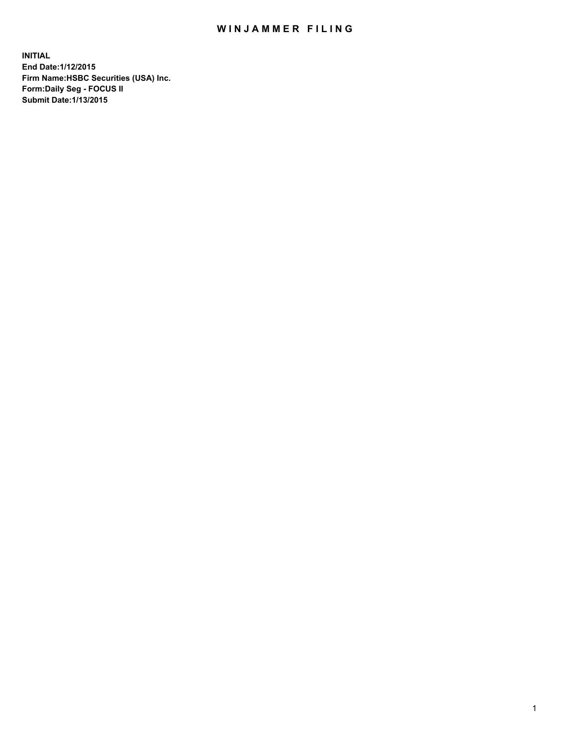# WINJAMMER FILING

**INITIAL**
**End Date:1/12/2015**
**Firm Name:HSBC Securities (USA) Inc.**
**Form:Daily Seg - FOCUS II**
**Submit Date:1/13/2015**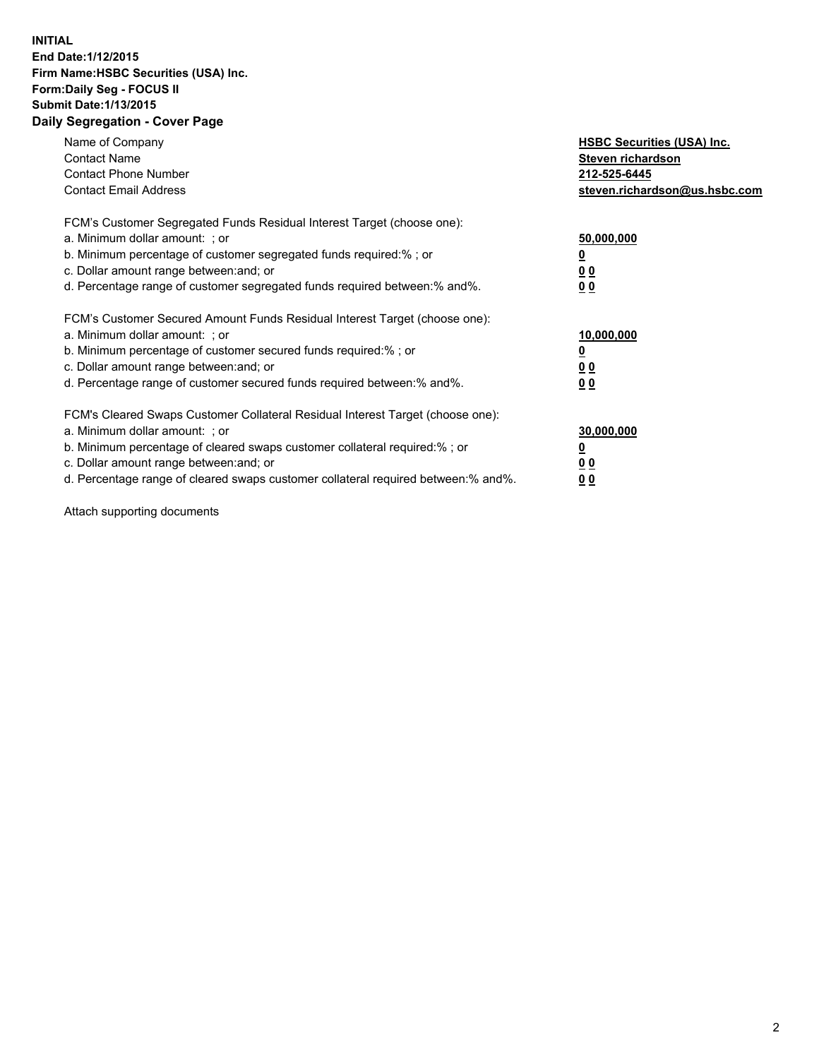**INITIAL**
**End Date:1/12/2015**
**Firm Name:HSBC Securities (USA) Inc.**
**Form:Daily Seg - FOCUS II**
**Submit Date:1/13/2015**

## Daily Segregation - Cover Page

| | |
|---|---|
| Name of Company | **HSBC Securities (USA) Inc.** |
| Contact Name | **Steven richardson** |
| Contact Phone Number | **212-525-6445** |
| Contact Email Address | **steven.richardson@us.hsbc.com** |

FCM's Customer Segregated Funds Residual Interest Target (choose one):

| | |
|---|---|
| a. Minimum dollar amount: ; or | **50,000,000** |
| b. Minimum percentage of customer segregated funds required:% ; or | **0** |
| c. Dollar amount range between:and; or | **0 0** |
| d. Percentage range of customer segregated funds required between:% and%. | **0 0** |

FCM's Customer Secured Amount Funds Residual Interest Target (choose one):

| | |
|---|---|
| a. Minimum dollar amount: ; or | **10,000,000** |
| b. Minimum percentage of customer secured funds required:% ; or | **0** |
| c. Dollar amount range between:and; or | **0 0** |
| d. Percentage range of customer secured funds required between:% and%. | **0 0** |

FCM's Cleared Swaps Customer Collateral Residual Interest Target (choose one):

| | |
|---|---|
| a. Minimum dollar amount: ; or | **30,000,000** |
| b. Minimum percentage of cleared swaps customer collateral required:% ; or | **0** |
| c. Dollar amount range between:and; or | **0 0** |
| d. Percentage range of cleared swaps customer collateral required between:% and%. | **0 0** |

Attach supporting documents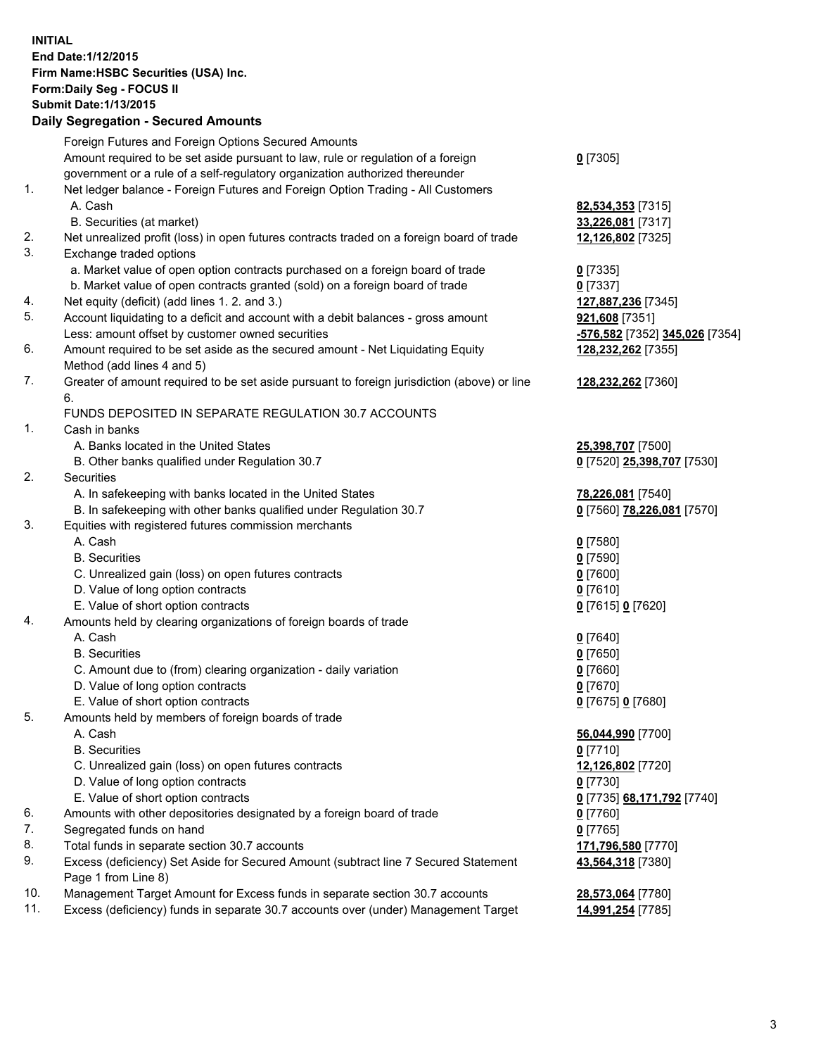**INITIAL**
**End Date:1/12/2015**
**Firm Name:HSBC Securities (USA) Inc.**
**Form:Daily Seg - FOCUS II**
**Submit Date:1/13/2015**

## Daily Segregation - Secured Amounts

| | | |
|---|---|---|
| | Foreign Futures and Foreign Options Secured Amounts | |
| | Amount required to be set aside pursuant to law, rule or regulation of a foreign government or a rule of a self-regulatory organization authorized thereunder | **0** [7305] |
| 1. | Net ledger balance - Foreign Futures and Foreign Option Trading - All Customers | |
| | A. Cash | **82,534,353** [7315] |
| | B. Securities (at market) | **33,226,081** [7317] |
| 2. | Net unrealized profit (loss) in open futures contracts traded on a foreign board of trade | **12,126,802** [7325] |
| 3. | Exchange traded options | |
| | a. Market value of open option contracts purchased on a foreign board of trade | **0** [7335] |
| | b. Market value of open contracts granted (sold) on a foreign board of trade | **0** [7337] |
| 4. | Net equity (deficit) (add lines 1. 2. and 3.) | **127,887,236** [7345] |
| 5. | Account liquidating to a deficit and account with a debit balances - gross amount | **921,608** [7351] |
| | Less: amount offset by customer owned securities | **-576,582** [7352] **345,026** [7354] |
| 6. | Amount required to be set aside as the secured amount - Net Liquidating Equity Method (add lines 4 and 5) | **128,232,262** [7355] |
| 7. | Greater of amount required to be set aside pursuant to foreign jurisdiction (above) or line 6. | **128,232,262** [7360] |
| | FUNDS DEPOSITED IN SEPARATE REGULATION 30.7 ACCOUNTS | |
| 1. | Cash in banks | |
| | A. Banks located in the United States | **25,398,707** [7500] |
| | B. Other banks qualified under Regulation 30.7 | **0** [7520] **25,398,707** [7530] |
| 2. | Securities | |
| | A. In safekeeping with banks located in the United States | **78,226,081** [7540] |
| | B. In safekeeping with other banks qualified under Regulation 30.7 | **0** [7560] **78,226,081** [7570] |
| 3. | Equities with registered futures commission merchants | |
| | A. Cash | **0** [7580] |
| | B. Securities | **0** [7590] |
| | C. Unrealized gain (loss) on open futures contracts | **0** [7600] |
| | D. Value of long option contracts | **0** [7610] |
| | E. Value of short option contracts | **0** [7615] **0** [7620] |
| 4. | Amounts held by clearing organizations of foreign boards of trade | |
| | A. Cash | **0** [7640] |
| | B. Securities | **0** [7650] |
| | C. Amount due to (from) clearing organization - daily variation | **0** [7660] |
| | D. Value of long option contracts | **0** [7670] |
| | E. Value of short option contracts | **0** [7675] **0** [7680] |
| 5. | Amounts held by members of foreign boards of trade | |
| | A. Cash | **56,044,990** [7700] |
| | B. Securities | **0** [7710] |
| | C. Unrealized gain (loss) on open futures contracts | **12,126,802** [7720] |
| | D. Value of long option contracts | **0** [7730] |
| | E. Value of short option contracts | **0** [7735] **68,171,792** [7740] |
| 6. | Amounts with other depositories designated by a foreign board of trade | **0** [7760] |
| 7. | Segregated funds on hand | **0** [7765] |
| 8. | Total funds in separate section 30.7 accounts | **171,796,580** [7770] |
| 9. | Excess (deficiency) Set Aside for Secured Amount (subtract line 7 Secured Statement Page 1 from Line 8) | **43,564,318** [7380] |
| 10. | Management Target Amount for Excess funds in separate section 30.7 accounts | **28,573,064** [7780] |
| 11. | Excess (deficiency) funds in separate 30.7 accounts over (under) Management Target | **14,991,254** [7785] |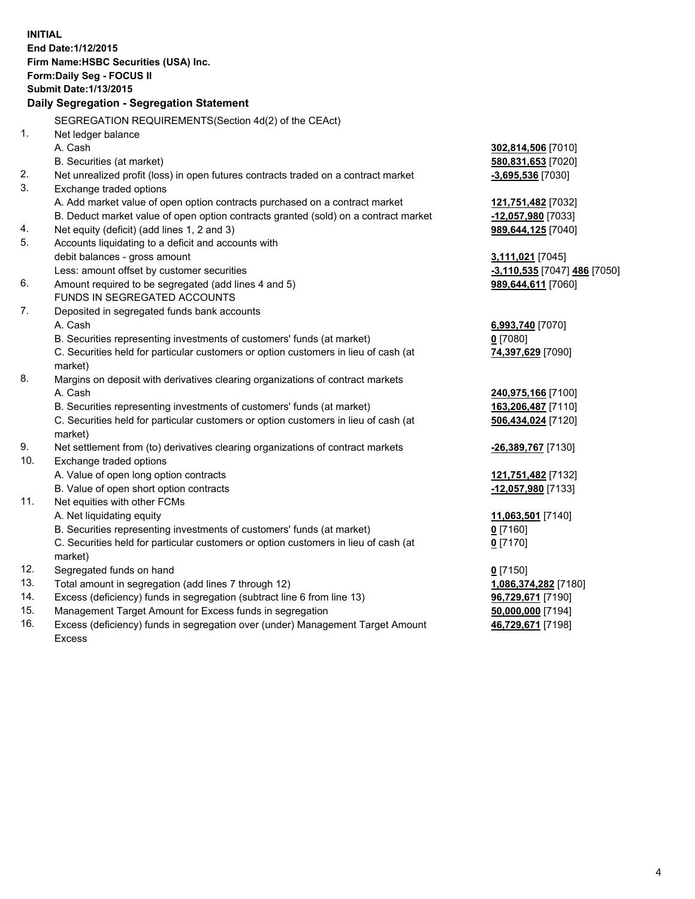**INITIAL**
**End Date:1/12/2015**
**Firm Name:HSBC Securities (USA) Inc.**
**Form:Daily Seg - FOCUS II**
**Submit Date:1/13/2015**

## Daily Segregation - Segregation Statement

| | | |
|---|---|---|
| | SEGREGATION REQUIREMENTS(Section 4d(2) of the CEAct) | |
| 1. | Net ledger balance | |
| | A. Cash | **302,814,506** [7010] |
| | B. Securities (at market) | **580,831,653** [7020] |
| 2. | Net unrealized profit (loss) in open futures contracts traded on a contract market | **-3,695,536** [7030] |
| 3. | Exchange traded options | |
| | A. Add market value of open option contracts purchased on a contract market | **121,751,482** [7032] |
| | B. Deduct market value of open option contracts granted (sold) on a contract market | **-12,057,980** [7033] |
| 4. | Net equity (deficit) (add lines 1, 2 and 3) | **989,644,125** [7040] |
| 5. | Accounts liquidating to a deficit and accounts with | |
| | debit balances - gross amount | **3,111,021** [7045] |
| | Less: amount offset by customer securities | **-3,110,535** [7047] **486** [7050] |
| 6. | Amount required to be segregated (add lines 4 and 5) | **989,644,611** [7060] |
| | FUNDS IN SEGREGATED ACCOUNTS | |
| 7. | Deposited in segregated funds bank accounts | |
| | A. Cash | **6,993,740** [7070] |
| | B. Securities representing investments of customers' funds (at market) | **0** [7080] |
| | C. Securities held for particular customers or option customers in lieu of cash (at market) | **74,397,629** [7090] |
| 8. | Margins on deposit with derivatives clearing organizations of contract markets | |
| | A. Cash | **240,975,166** [7100] |
| | B. Securities representing investments of customers' funds (at market) | **163,206,487** [7110] |
| | C. Securities held for particular customers or option customers in lieu of cash (at market) | **506,434,024** [7120] |
| 9. | Net settlement from (to) derivatives clearing organizations of contract markets | **-26,389,767** [7130] |
| 10. | Exchange traded options | |
| | A. Value of open long option contracts | **121,751,482** [7132] |
| | B. Value of open short option contracts | **-12,057,980** [7133] |
| 11. | Net equities with other FCMs | |
| | A. Net liquidating equity | **11,063,501** [7140] |
| | B. Securities representing investments of customers' funds (at market) | **0** [7160] |
| | C. Securities held for particular customers or option customers in lieu of cash (at market) | **0** [7170] |
| 12. | Segregated funds on hand | **0** [7150] |
| 13. | Total amount in segregation (add lines 7 through 12) | **1,086,374,282** [7180] |
| 14. | Excess (deficiency) funds in segregation (subtract line 6 from line 13) | **96,729,671** [7190] |
| 15. | Management Target Amount for Excess funds in segregation | **50,000,000** [7194] |
| 16. | Excess (deficiency) funds in segregation over (under) Management Target Amount Excess | **46,729,671** [7198] |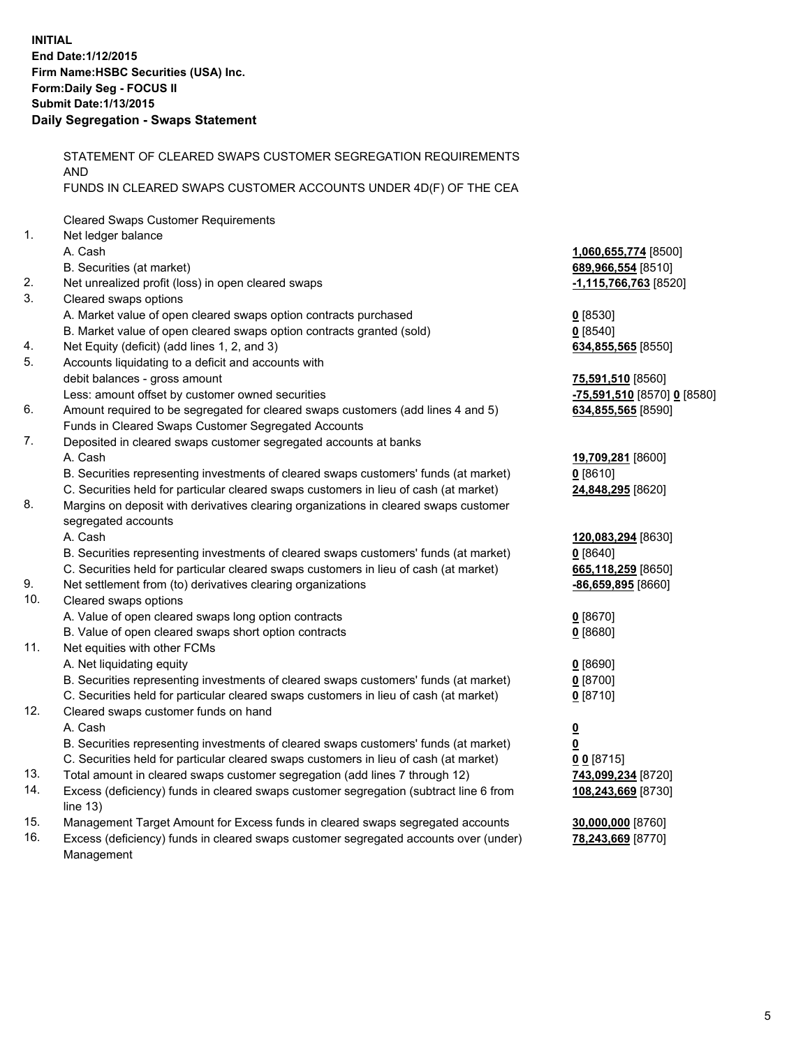**INITIAL**
**End Date:1/12/2015**
**Firm Name:HSBC Securities (USA) Inc.**
**Form:Daily Seg - FOCUS II**
**Submit Date:1/13/2015**
**Daily Segregation - Swaps Statement**

STATEMENT OF CLEARED SWAPS CUSTOMER SEGREGATION REQUIREMENTS AND FUNDS IN CLEARED SWAPS CUSTOMER ACCOUNTS UNDER 4D(F) OF THE CEA

| | | |
|---|---|---|
| | Cleared Swaps Customer Requirements | |
| 1. | Net ledger balance | |
| | A. Cash | **1,060,655,774** [8500] |
| | B. Securities (at market) | **689,966,554** [8510] |
| 2. | Net unrealized profit (loss) in open cleared swaps | **-1,115,766,763** [8520] |
| 3. | Cleared swaps options | |
| | A. Market value of open cleared swaps option contracts purchased | **0** [8530] |
| | B. Market value of open cleared swaps option contracts granted (sold) | **0** [8540] |
| 4. | Net Equity (deficit) (add lines 1, 2, and 3) | **634,855,565** [8550] |
| 5. | Accounts liquidating to a deficit and accounts with debit balances - gross amount | **75,591,510** [8560] |
| | Less: amount offset by customer owned securities | **-75,591,510** [8570] **0** [8580] |
| 6. | Amount required to be segregated for cleared swaps customers (add lines 4 and 5) | **634,855,565** [8590] |
| | Funds in Cleared Swaps Customer Segregated Accounts | |
| 7. | Deposited in cleared swaps customer segregated accounts at banks | |
| | A. Cash | **19,709,281** [8600] |
| | B. Securities representing investments of cleared swaps customers' funds (at market) | **0** [8610] |
| | C. Securities held for particular cleared swaps customers in lieu of cash (at market) | **24,848,295** [8620] |
| 8. | Margins on deposit with derivatives clearing organizations in cleared swaps customer segregated accounts | |
| | A. Cash | **120,083,294** [8630] |
| | B. Securities representing investments of cleared swaps customers' funds (at market) | **0** [8640] |
| | C. Securities held for particular cleared swaps customers in lieu of cash (at market) | **665,118,259** [8650] |
| 9. | Net settlement from (to) derivatives clearing organizations | **-86,659,895** [8660] |
| 10. | Cleared swaps options | |
| | A. Value of open cleared swaps long option contracts | **0** [8670] |
| | B. Value of open cleared swaps short option contracts | **0** [8680] |
| 11. | Net equities with other FCMs | |
| | A. Net liquidating equity | **0** [8690] |
| | B. Securities representing investments of cleared swaps customers' funds (at market) | **0** [8700] |
| | C. Securities held for particular cleared swaps customers in lieu of cash (at market) | **0** [8710] |
| 12. | Cleared swaps customer funds on hand | |
| | A. Cash | **0** |
| | B. Securities representing investments of cleared swaps customers' funds (at market) | **0** |
| | C. Securities held for particular cleared swaps customers in lieu of cash (at market) | **0** **0** [8715] |
| 13. | Total amount in cleared swaps customer segregation (add lines 7 through 12) | **743,099,234** [8720] |
| 14. | Excess (deficiency) funds in cleared swaps customer segregation (subtract line 6 from line 13) | **108,243,669** [8730] |
| 15. | Management Target Amount for Excess funds in cleared swaps segregated accounts | **30,000,000** [8760] |
| 16. | Excess (deficiency) funds in cleared swaps customer segregated accounts over (under) Management | **78,243,669** [8770] |